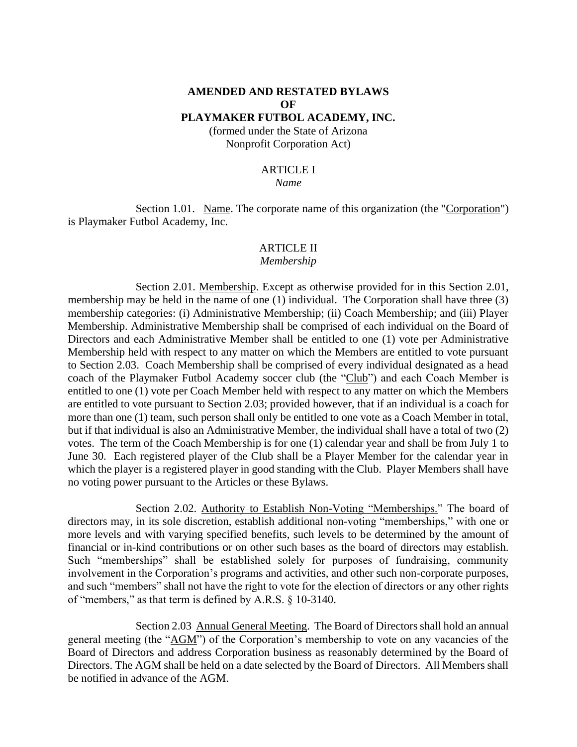# AMENDED AND RESTATED BYLAWS OF PLAYMAKER FUTBOL ACADEMY, INC.

(formed under the State of Arizona Nonprofit Corporation Act)

## ARTICLE I
*Name*

Section 1.01. Name. The corporate name of this organization (the "Corporation") is Playmaker Futbol Academy, Inc.

## ARTICLE II
*Membership*

Section 2.01. Membership. Except as otherwise provided for in this Section 2.01, membership may be held in the name of one (1) individual. The Corporation shall have three (3) membership categories: (i) Administrative Membership; (ii) Coach Membership; and (iii) Player Membership. Administrative Membership shall be comprised of each individual on the Board of Directors and each Administrative Member shall be entitled to one (1) vote per Administrative Membership held with respect to any matter on which the Members are entitled to vote pursuant to Section 2.03. Coach Membership shall be comprised of every individual designated as a head coach of the Playmaker Futbol Academy soccer club (the "Club") and each Coach Member is entitled to one (1) vote per Coach Member held with respect to any matter on which the Members are entitled to vote pursuant to Section 2.03; provided however, that if an individual is a coach for more than one (1) team, such person shall only be entitled to one vote as a Coach Member in total, but if that individual is also an Administrative Member, the individual shall have a total of two (2) votes. The term of the Coach Membership is for one (1) calendar year and shall be from July 1 to June 30. Each registered player of the Club shall be a Player Member for the calendar year in which the player is a registered player in good standing with the Club. Player Members shall have no voting power pursuant to the Articles or these Bylaws.

Section 2.02. Authority to Establish Non-Voting "Memberships." The board of directors may, in its sole discretion, establish additional non-voting "memberships," with one or more levels and with varying specified benefits, such levels to be determined by the amount of financial or in-kind contributions or on other such bases as the board of directors may establish. Such "memberships" shall be established solely for purposes of fundraising, community involvement in the Corporation's programs and activities, and other such non-corporate purposes, and such "members" shall not have the right to vote for the election of directors or any other rights of "members," as that term is defined by A.R.S. § 10-3140.

Section 2.03 Annual General Meeting. The Board of Directors shall hold an annual general meeting (the "AGM") of the Corporation's membership to vote on any vacancies of the Board of Directors and address Corporation business as reasonably determined by the Board of Directors. The AGM shall be held on a date selected by the Board of Directors. All Members shall be notified in advance of the AGM.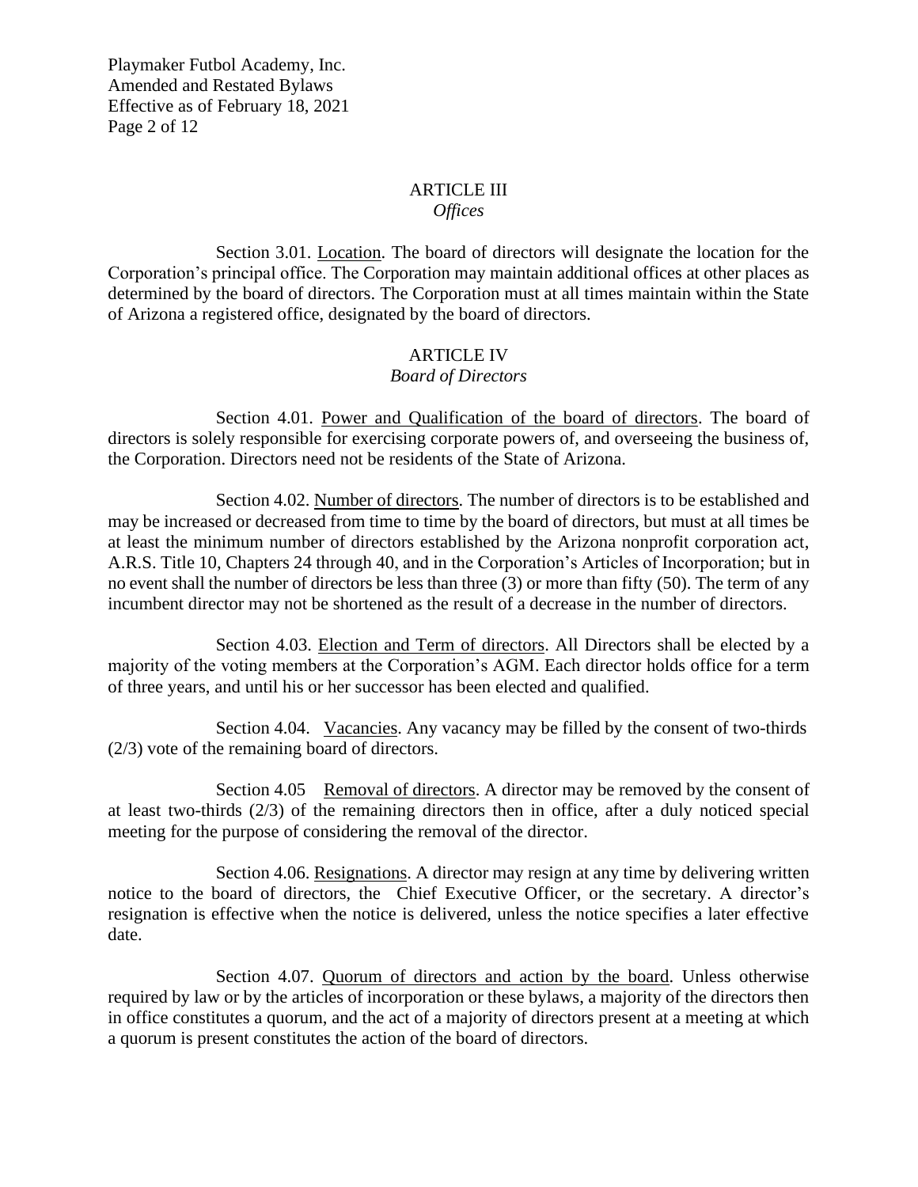## ARTICLE III
*Offices*

Section 3.01. Location. The board of directors will designate the location for the Corporation's principal office. The Corporation may maintain additional offices at other places as determined by the board of directors. The Corporation must at all times maintain within the State of Arizona a registered office, designated by the board of directors.

## ARTICLE IV
*Board of Directors*

Section 4.01. Power and Qualification of the board of directors. The board of directors is solely responsible for exercising corporate powers of, and overseeing the business of, the Corporation. Directors need not be residents of the State of Arizona.

Section 4.02. Number of directors. The number of directors is to be established and may be increased or decreased from time to time by the board of directors, but must at all times be at least the minimum number of directors established by the Arizona nonprofit corporation act, A.R.S. Title 10, Chapters 24 through 40, and in the Corporation's Articles of Incorporation; but in no event shall the number of directors be less than three (3) or more than fifty (50). The term of any incumbent director may not be shortened as the result of a decrease in the number of directors.

Section 4.03. Election and Term of directors. All Directors shall be elected by a majority of the voting members at the Corporation's AGM. Each director holds office for a term of three years, and until his or her successor has been elected and qualified.

Section 4.04. Vacancies. Any vacancy may be filled by the consent of two-thirds (2/3) vote of the remaining board of directors.

Section 4.05 Removal of directors. A director may be removed by the consent of at least two-thirds (2/3) of the remaining directors then in office, after a duly noticed special meeting for the purpose of considering the removal of the director.

Section 4.06. Resignations. A director may resign at any time by delivering written notice to the board of directors, the Chief Executive Officer, or the secretary. A director's resignation is effective when the notice is delivered, unless the notice specifies a later effective date.

Section 4.07. Quorum of directors and action by the board. Unless otherwise required by law or by the articles of incorporation or these bylaws, a majority of the directors then in office constitutes a quorum, and the act of a majority of directors present at a meeting at which a quorum is present constitutes the action of the board of directors.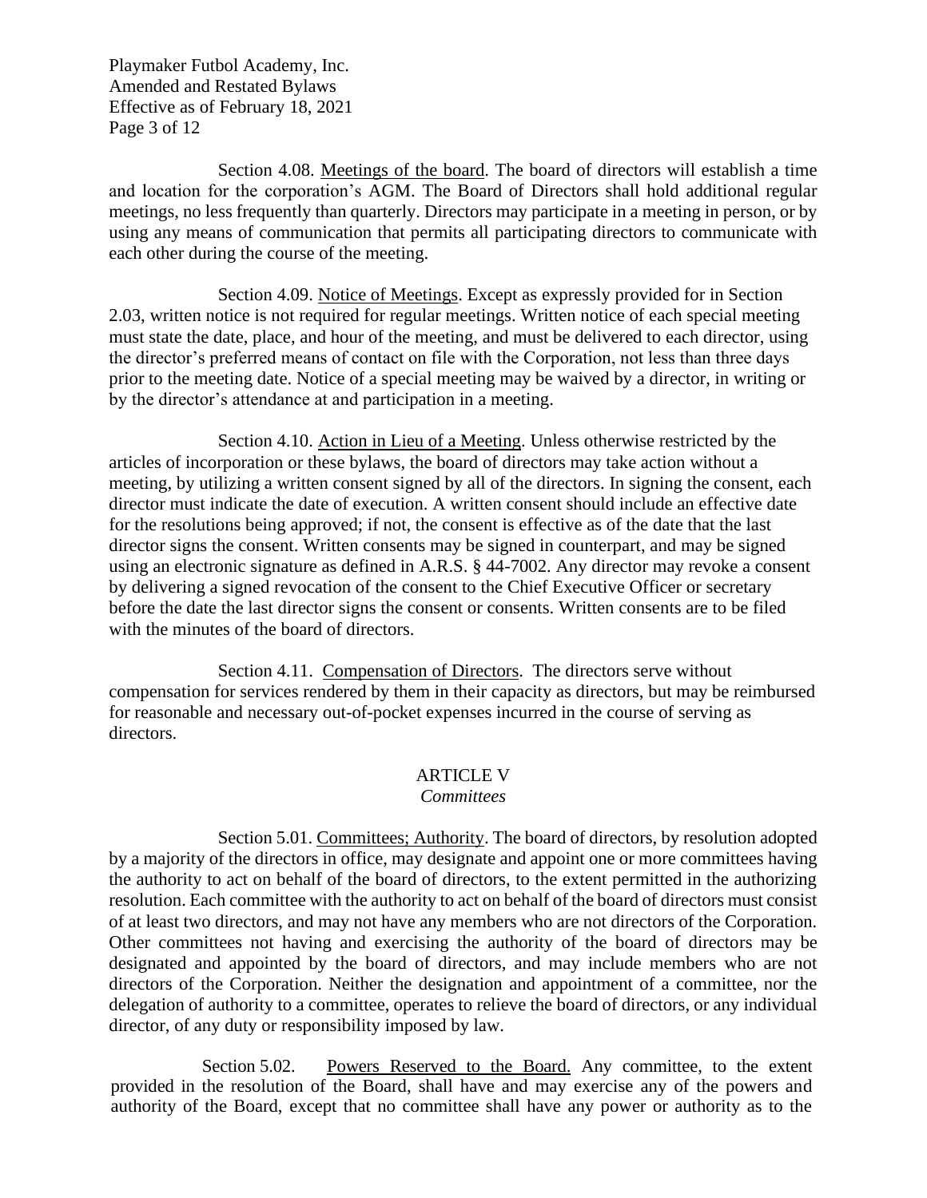Section 4.08. Meetings of the board. The board of directors will establish a time and location for the corporation's AGM. The Board of Directors shall hold additional regular meetings, no less frequently than quarterly. Directors may participate in a meeting in person, or by using any means of communication that permits all participating directors to communicate with each other during the course of the meeting.

Section 4.09. Notice of Meetings. Except as expressly provided for in Section 2.03, written notice is not required for regular meetings. Written notice of each special meeting must state the date, place, and hour of the meeting, and must be delivered to each director, using the director's preferred means of contact on file with the Corporation, not less than three days prior to the meeting date. Notice of a special meeting may be waived by a director, in writing or by the director's attendance at and participation in a meeting.

Section 4.10. Action in Lieu of a Meeting. Unless otherwise restricted by the articles of incorporation or these bylaws, the board of directors may take action without a meeting, by utilizing a written consent signed by all of the directors. In signing the consent, each director must indicate the date of execution. A written consent should include an effective date for the resolutions being approved; if not, the consent is effective as of the date that the last director signs the consent. Written consents may be signed in counterpart, and may be signed using an electronic signature as defined in A.R.S. § 44-7002. Any director may revoke a consent by delivering a signed revocation of the consent to the Chief Executive Officer or secretary before the date the last director signs the consent or consents. Written consents are to be filed with the minutes of the board of directors.

Section 4.11. Compensation of Directors. The directors serve without compensation for services rendered by them in their capacity as directors, but may be reimbursed for reasonable and necessary out-of-pocket expenses incurred in the course of serving as directors.

## ARTICLE V
*Committees*

Section 5.01. Committees; Authority. The board of directors, by resolution adopted by a majority of the directors in office, may designate and appoint one or more committees having the authority to act on behalf of the board of directors, to the extent permitted in the authorizing resolution. Each committee with the authority to act on behalf of the board of directors must consist of at least two directors, and may not have any members who are not directors of the Corporation. Other committees not having and exercising the authority of the board of directors may be designated and appointed by the board of directors, and may include members who are not directors of the Corporation. Neither the designation and appointment of a committee, nor the delegation of authority to a committee, operates to relieve the board of directors, or any individual director, of any duty or responsibility imposed by law.

Section 5.02. Powers Reserved to the Board. Any committee, to the extent provided in the resolution of the Board, shall have and may exercise any of the powers and authority of the Board, except that no committee shall have any power or authority as to the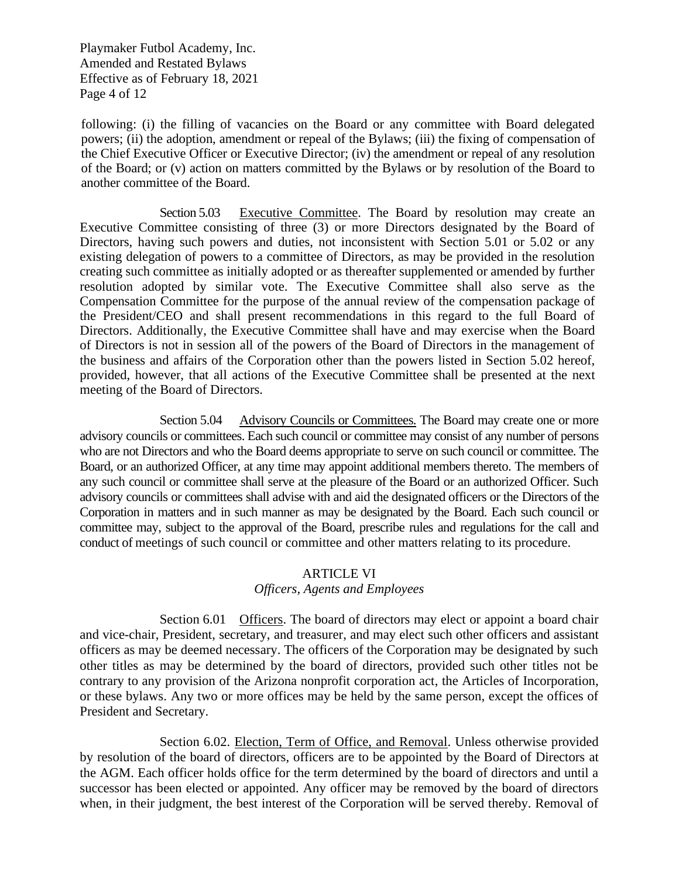following: (i) the filling of vacancies on the Board or any committee with Board delegated powers; (ii) the adoption, amendment or repeal of the Bylaws; (iii) the fixing of compensation of the Chief Executive Officer or Executive Director; (iv) the amendment or repeal of any resolution of the Board; or (v) action on matters committed by the Bylaws or by resolution of the Board to another committee of the Board.

Section 5.03 Executive Committee. The Board by resolution may create an Executive Committee consisting of three (3) or more Directors designated by the Board of Directors, having such powers and duties, not inconsistent with Section 5.01 or 5.02 or any existing delegation of powers to a committee of Directors, as may be provided in the resolution creating such committee as initially adopted or as thereafter supplemented or amended by further resolution adopted by similar vote. The Executive Committee shall also serve as the Compensation Committee for the purpose of the annual review of the compensation package of the President/CEO and shall present recommendations in this regard to the full Board of Directors. Additionally, the Executive Committee shall have and may exercise when the Board of Directors is not in session all of the powers of the Board of Directors in the management of the business and affairs of the Corporation other than the powers listed in Section 5.02 hereof, provided, however, that all actions of the Executive Committee shall be presented at the next meeting of the Board of Directors.

Section 5.04 Advisory Councils or Committees. The Board may create one or more advisory councils or committees. Each such council or committee may consist of any number of persons who are not Directors and who the Board deems appropriate to serve on such council or committee. The Board, or an authorized Officer, at any time may appoint additional members thereto. The members of any such council or committee shall serve at the pleasure of the Board or an authorized Officer. Such advisory councils or committees shall advise with and aid the designated officers or the Directors of the Corporation in matters and in such manner as may be designated by the Board. Each such council or committee may, subject to the approval of the Board, prescribe rules and regulations for the call and conduct of meetings of such council or committee and other matters relating to its procedure.

## ARTICLE VI
### *Officers, Agents and Employees*

Section 6.01 Officers. The board of directors may elect or appoint a board chair and vice-chair, President, secretary, and treasurer, and may elect such other officers and assistant officers as may be deemed necessary. The officers of the Corporation may be designated by such other titles as may be determined by the board of directors, provided such other titles not be contrary to any provision of the Arizona nonprofit corporation act, the Articles of Incorporation, or these bylaws. Any two or more offices may be held by the same person, except the offices of President and Secretary.

Section 6.02. Election, Term of Office, and Removal. Unless otherwise provided by resolution of the board of directors, officers are to be appointed by the Board of Directors at the AGM. Each officer holds office for the term determined by the board of directors and until a successor has been elected or appointed. Any officer may be removed by the board of directors when, in their judgment, the best interest of the Corporation will be served thereby. Removal of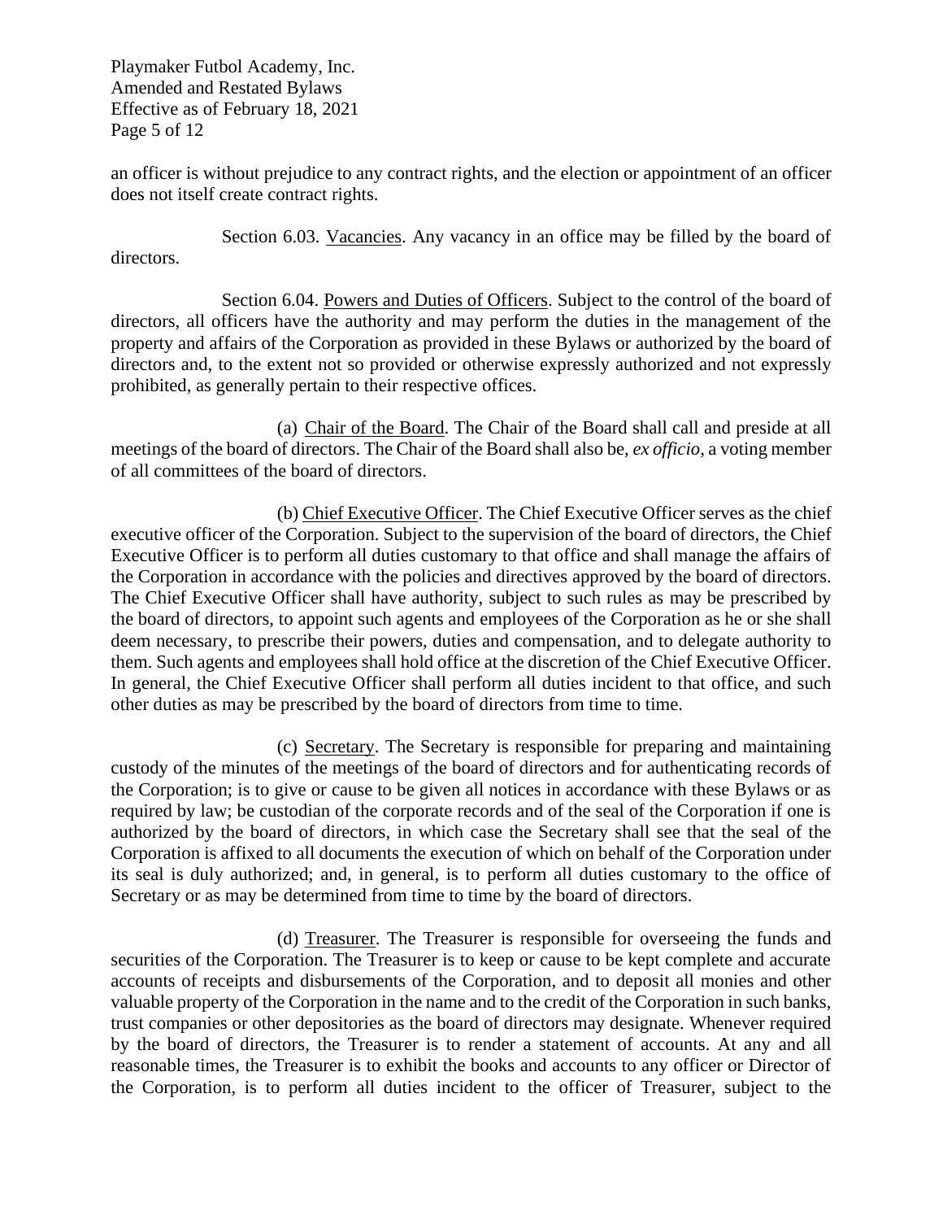an officer is without prejudice to any contract rights, and the election or appointment of an officer does not itself create contract rights.

Section 6.03. Vacancies. Any vacancy in an office may be filled by the board of directors.

Section 6.04. Powers and Duties of Officers. Subject to the control of the board of directors, all officers have the authority and may perform the duties in the management of the property and affairs of the Corporation as provided in these Bylaws or authorized by the board of directors and, to the extent not so provided or otherwise expressly authorized and not expressly prohibited, as generally pertain to their respective offices.

(a) Chair of the Board. The Chair of the Board shall call and preside at all meetings of the board of directors. The Chair of the Board shall also be, *ex officio*, a voting member of all committees of the board of directors.

(b) Chief Executive Officer. The Chief Executive Officer serves as the chief executive officer of the Corporation. Subject to the supervision of the board of directors, the Chief Executive Officer is to perform all duties customary to that office and shall manage the affairs of the Corporation in accordance with the policies and directives approved by the board of directors. The Chief Executive Officer shall have authority, subject to such rules as may be prescribed by the board of directors, to appoint such agents and employees of the Corporation as he or she shall deem necessary, to prescribe their powers, duties and compensation, and to delegate authority to them. Such agents and employees shall hold office at the discretion of the Chief Executive Officer. In general, the Chief Executive Officer shall perform all duties incident to that office, and such other duties as may be prescribed by the board of directors from time to time.

(c) Secretary. The Secretary is responsible for preparing and maintaining custody of the minutes of the meetings of the board of directors and for authenticating records of the Corporation; is to give or cause to be given all notices in accordance with these Bylaws or as required by law; be custodian of the corporate records and of the seal of the Corporation if one is authorized by the board of directors, in which case the Secretary shall see that the seal of the Corporation is affixed to all documents the execution of which on behalf of the Corporation under its seal is duly authorized; and, in general, is to perform all duties customary to the office of Secretary or as may be determined from time to time by the board of directors.

(d) Treasurer. The Treasurer is responsible for overseeing the funds and securities of the Corporation. The Treasurer is to keep or cause to be kept complete and accurate accounts of receipts and disbursements of the Corporation, and to deposit all monies and other valuable property of the Corporation in the name and to the credit of the Corporation in such banks, trust companies or other depositories as the board of directors may designate. Whenever required by the board of directors, the Treasurer is to render a statement of accounts. At any and all reasonable times, the Treasurer is to exhibit the books and accounts to any officer or Director of the Corporation, is to perform all duties incident to the officer of Treasurer, subject to the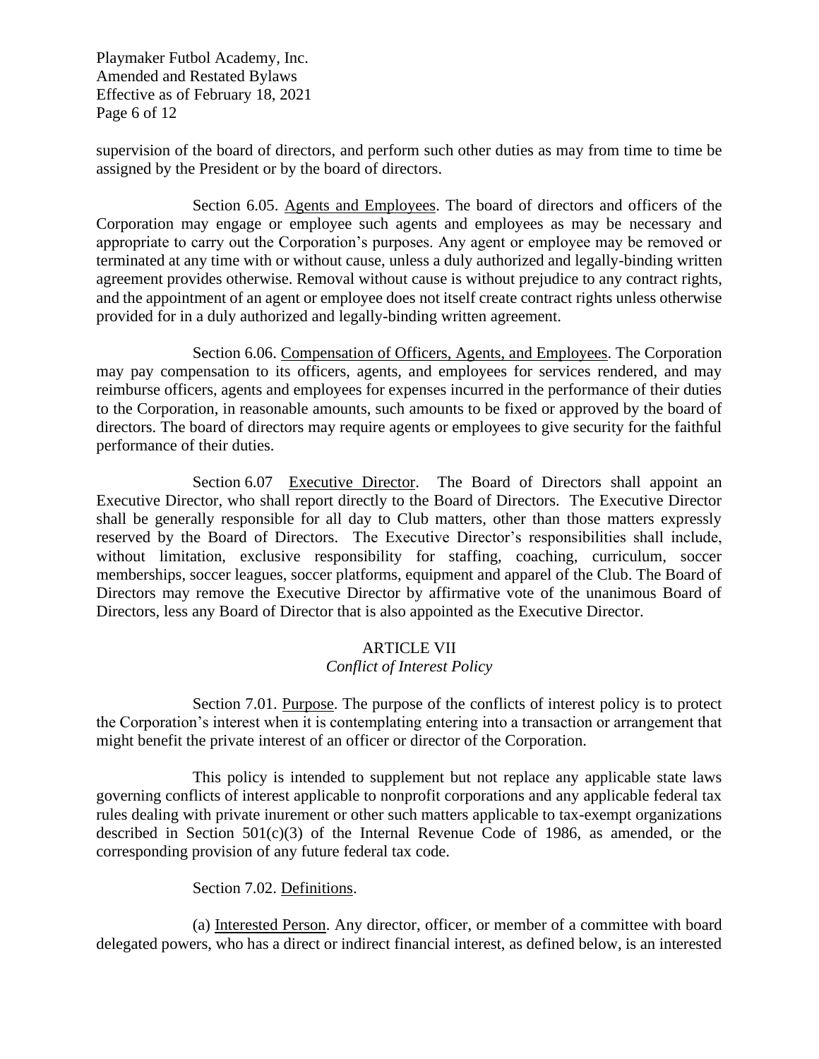supervision of the board of directors, and perform such other duties as may from time to time be assigned by the President or by the board of directors.

Section 6.05. Agents and Employees. The board of directors and officers of the Corporation may engage or employee such agents and employees as may be necessary and appropriate to carry out the Corporation's purposes. Any agent or employee may be removed or terminated at any time with or without cause, unless a duly authorized and legally-binding written agreement provides otherwise. Removal without cause is without prejudice to any contract rights, and the appointment of an agent or employee does not itself create contract rights unless otherwise provided for in a duly authorized and legally-binding written agreement.

Section 6.06. Compensation of Officers, Agents, and Employees. The Corporation may pay compensation to its officers, agents, and employees for services rendered, and may reimburse officers, agents and employees for expenses incurred in the performance of their duties to the Corporation, in reasonable amounts, such amounts to be fixed or approved by the board of directors. The board of directors may require agents or employees to give security for the faithful performance of their duties.

Section 6.07 Executive Director. The Board of Directors shall appoint an Executive Director, who shall report directly to the Board of Directors. The Executive Director shall be generally responsible for all day to Club matters, other than those matters expressly reserved by the Board of Directors. The Executive Director's responsibilities shall include, without limitation, exclusive responsibility for staffing, coaching, curriculum, soccer memberships, soccer leagues, soccer platforms, equipment and apparel of the Club. The Board of Directors may remove the Executive Director by affirmative vote of the unanimous Board of Directors, less any Board of Director that is also appointed as the Executive Director.

## ARTICLE VII
*Conflict of Interest Policy*

Section 7.01. Purpose. The purpose of the conflicts of interest policy is to protect the Corporation's interest when it is contemplating entering into a transaction or arrangement that might benefit the private interest of an officer or director of the Corporation.

This policy is intended to supplement but not replace any applicable state laws governing conflicts of interest applicable to nonprofit corporations and any applicable federal tax rules dealing with private inurement or other such matters applicable to tax-exempt organizations described in Section 501(c)(3) of the Internal Revenue Code of 1986, as amended, or the corresponding provision of any future federal tax code.

Section 7.02. Definitions.

(a) Interested Person. Any director, officer, or member of a committee with board delegated powers, who has a direct or indirect financial interest, as defined below, is an interested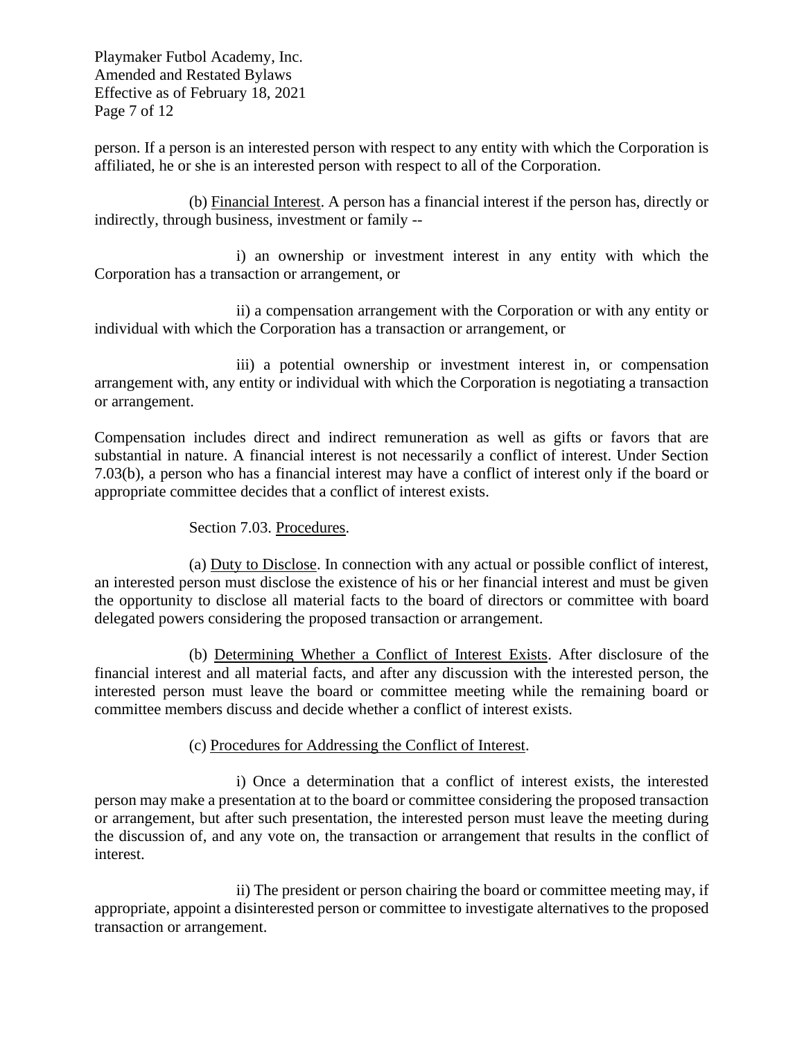person. If a person is an interested person with respect to any entity with which the Corporation is affiliated, he or she is an interested person with respect to all of the Corporation.

(b) Financial Interest. A person has a financial interest if the person has, directly or indirectly, through business, investment or family --

i) an ownership or investment interest in any entity with which the Corporation has a transaction or arrangement, or

ii) a compensation arrangement with the Corporation or with any entity or individual with which the Corporation has a transaction or arrangement, or

iii) a potential ownership or investment interest in, or compensation arrangement with, any entity or individual with which the Corporation is negotiating a transaction or arrangement.

Compensation includes direct and indirect remuneration as well as gifts or favors that are substantial in nature. A financial interest is not necessarily a conflict of interest. Under Section 7.03(b), a person who has a financial interest may have a conflict of interest only if the board or appropriate committee decides that a conflict of interest exists.

Section 7.03. Procedures.

(a) Duty to Disclose. In connection with any actual or possible conflict of interest, an interested person must disclose the existence of his or her financial interest and must be given the opportunity to disclose all material facts to the board of directors or committee with board delegated powers considering the proposed transaction or arrangement.

(b) Determining Whether a Conflict of Interest Exists. After disclosure of the financial interest and all material facts, and after any discussion with the interested person, the interested person must leave the board or committee meeting while the remaining board or committee members discuss and decide whether a conflict of interest exists.

(c) Procedures for Addressing the Conflict of Interest.

i) Once a determination that a conflict of interest exists, the interested person may make a presentation at to the board or committee considering the proposed transaction or arrangement, but after such presentation, the interested person must leave the meeting during the discussion of, and any vote on, the transaction or arrangement that results in the conflict of interest.

ii) The president or person chairing the board or committee meeting may, if appropriate, appoint a disinterested person or committee to investigate alternatives to the proposed transaction or arrangement.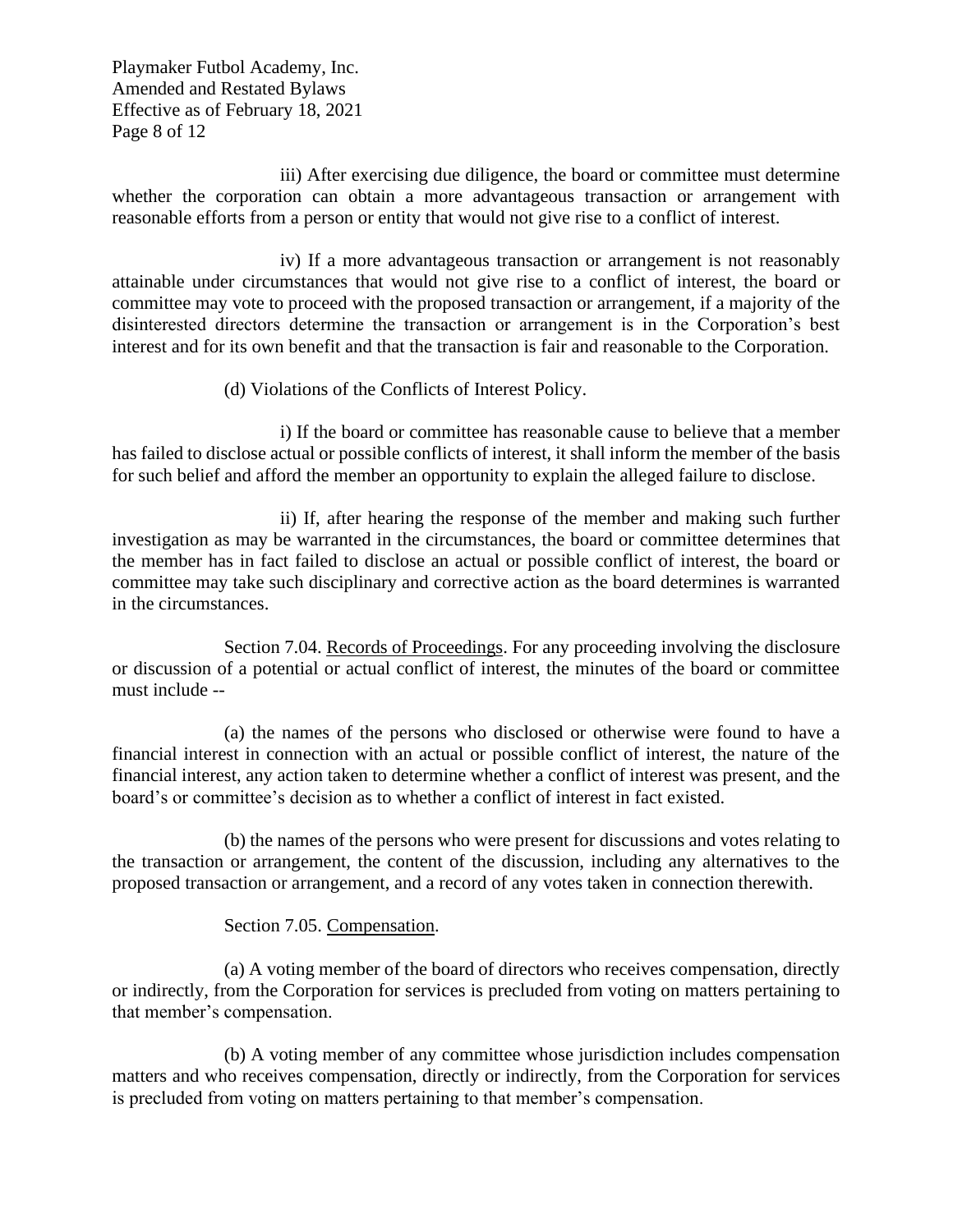iii) After exercising due diligence, the board or committee must determine whether the corporation can obtain a more advantageous transaction or arrangement with reasonable efforts from a person or entity that would not give rise to a conflict of interest.

iv) If a more advantageous transaction or arrangement is not reasonably attainable under circumstances that would not give rise to a conflict of interest, the board or committee may vote to proceed with the proposed transaction or arrangement, if a majority of the disinterested directors determine the transaction or arrangement is in the Corporation's best interest and for its own benefit and that the transaction is fair and reasonable to the Corporation.

(d) Violations of the Conflicts of Interest Policy.

i) If the board or committee has reasonable cause to believe that a member has failed to disclose actual or possible conflicts of interest, it shall inform the member of the basis for such belief and afford the member an opportunity to explain the alleged failure to disclose.

ii) If, after hearing the response of the member and making such further investigation as may be warranted in the circumstances, the board or committee determines that the member has in fact failed to disclose an actual or possible conflict of interest, the board or committee may take such disciplinary and corrective action as the board determines is warranted in the circumstances.

Section 7.04. Records of Proceedings. For any proceeding involving the disclosure or discussion of a potential or actual conflict of interest, the minutes of the board or committee must include --

(a) the names of the persons who disclosed or otherwise were found to have a financial interest in connection with an actual or possible conflict of interest, the nature of the financial interest, any action taken to determine whether a conflict of interest was present, and the board's or committee's decision as to whether a conflict of interest in fact existed.

(b) the names of the persons who were present for discussions and votes relating to the transaction or arrangement, the content of the discussion, including any alternatives to the proposed transaction or arrangement, and a record of any votes taken in connection therewith.

Section 7.05. Compensation.

(a) A voting member of the board of directors who receives compensation, directly or indirectly, from the Corporation for services is precluded from voting on matters pertaining to that member's compensation.

(b) A voting member of any committee whose jurisdiction includes compensation matters and who receives compensation, directly or indirectly, from the Corporation for services is precluded from voting on matters pertaining to that member's compensation.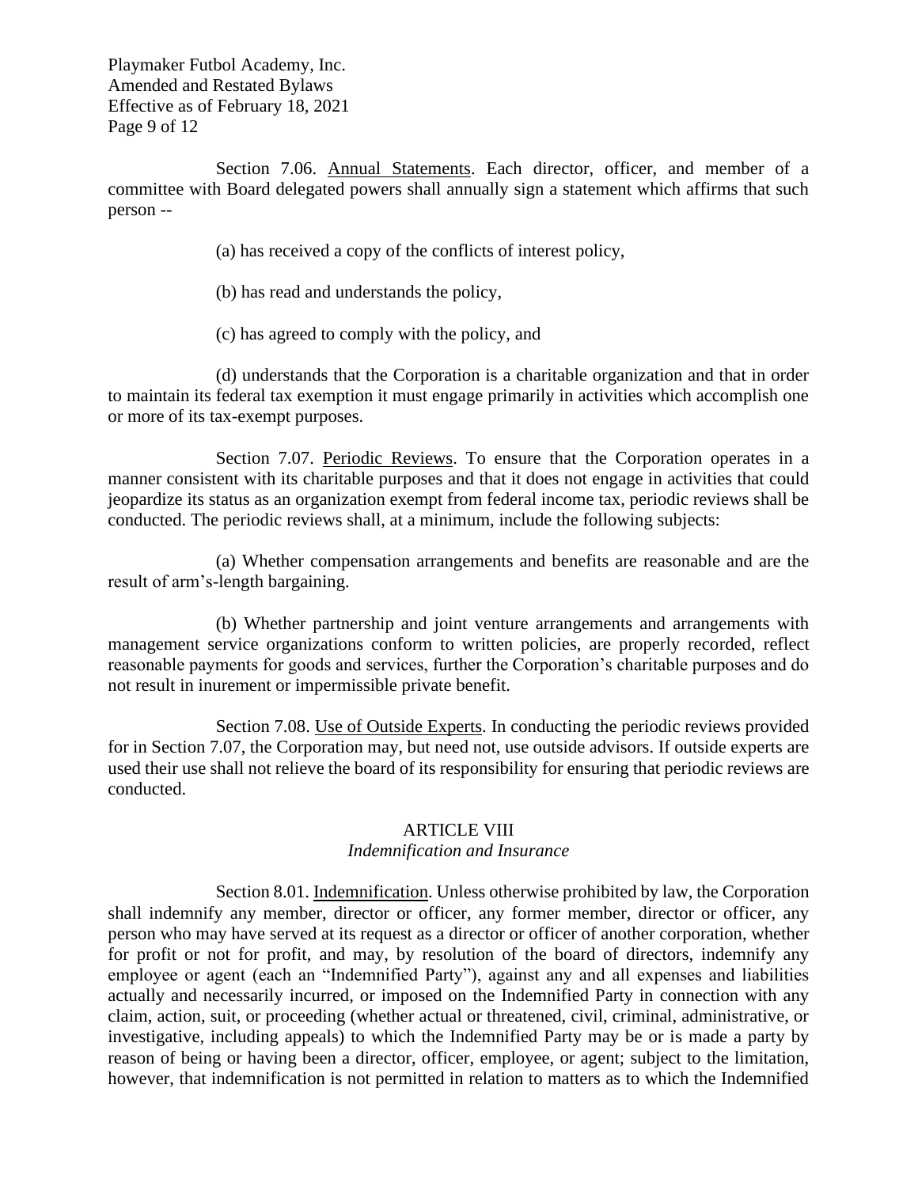Section 7.06. Annual Statements. Each director, officer, and member of a committee with Board delegated powers shall annually sign a statement which affirms that such person --

(a) has received a copy of the conflicts of interest policy,

(b) has read and understands the policy,

(c) has agreed to comply with the policy, and

(d) understands that the Corporation is a charitable organization and that in order to maintain its federal tax exemption it must engage primarily in activities which accomplish one or more of its tax-exempt purposes.

Section 7.07. Periodic Reviews. To ensure that the Corporation operates in a manner consistent with its charitable purposes and that it does not engage in activities that could jeopardize its status as an organization exempt from federal income tax, periodic reviews shall be conducted. The periodic reviews shall, at a minimum, include the following subjects:

(a) Whether compensation arrangements and benefits are reasonable and are the result of arm's-length bargaining.

(b) Whether partnership and joint venture arrangements and arrangements with management service organizations conform to written policies, are properly recorded, reflect reasonable payments for goods and services, further the Corporation's charitable purposes and do not result in inurement or impermissible private benefit.

Section 7.08. Use of Outside Experts. In conducting the periodic reviews provided for in Section 7.07, the Corporation may, but need not, use outside advisors. If outside experts are used their use shall not relieve the board of its responsibility for ensuring that periodic reviews are conducted.

## ARTICLE VIII
*Indemnification and Insurance*

Section 8.01. Indemnification. Unless otherwise prohibited by law, the Corporation shall indemnify any member, director or officer, any former member, director or officer, any person who may have served at its request as a director or officer of another corporation, whether for profit or not for profit, and may, by resolution of the board of directors, indemnify any employee or agent (each an "Indemnified Party"), against any and all expenses and liabilities actually and necessarily incurred, or imposed on the Indemnified Party in connection with any claim, action, suit, or proceeding (whether actual or threatened, civil, criminal, administrative, or investigative, including appeals) to which the Indemnified Party may be or is made a party by reason of being or having been a director, officer, employee, or agent; subject to the limitation, however, that indemnification is not permitted in relation to matters as to which the Indemnified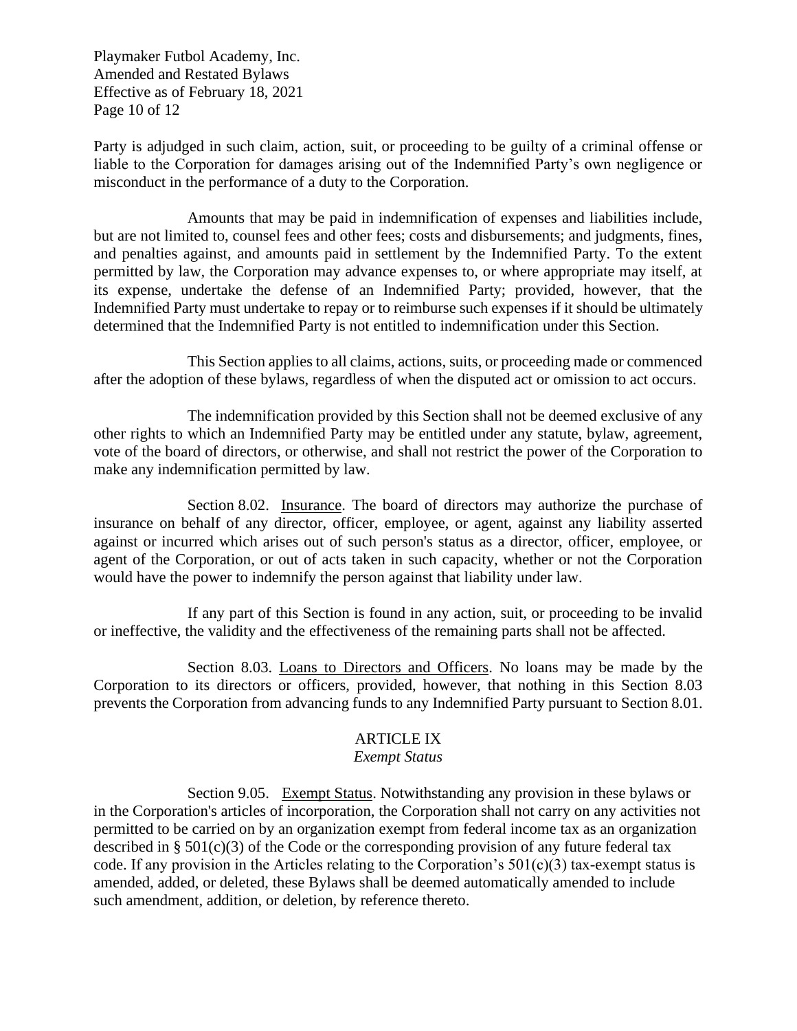Party is adjudged in such claim, action, suit, or proceeding to be guilty of a criminal offense or liable to the Corporation for damages arising out of the Indemnified Party's own negligence or misconduct in the performance of a duty to the Corporation.

Amounts that may be paid in indemnification of expenses and liabilities include, but are not limited to, counsel fees and other fees; costs and disbursements; and judgments, fines, and penalties against, and amounts paid in settlement by the Indemnified Party. To the extent permitted by law, the Corporation may advance expenses to, or where appropriate may itself, at its expense, undertake the defense of an Indemnified Party; provided, however, that the Indemnified Party must undertake to repay or to reimburse such expenses if it should be ultimately determined that the Indemnified Party is not entitled to indemnification under this Section.

This Section applies to all claims, actions, suits, or proceeding made or commenced after the adoption of these bylaws, regardless of when the disputed act or omission to act occurs.

The indemnification provided by this Section shall not be deemed exclusive of any other rights to which an Indemnified Party may be entitled under any statute, bylaw, agreement, vote of the board of directors, or otherwise, and shall not restrict the power of the Corporation to make any indemnification permitted by law.

Section 8.02. Insurance. The board of directors may authorize the purchase of insurance on behalf of any director, officer, employee, or agent, against any liability asserted against or incurred which arises out of such person's status as a director, officer, employee, or agent of the Corporation, or out of acts taken in such capacity, whether or not the Corporation would have the power to indemnify the person against that liability under law.

If any part of this Section is found in any action, suit, or proceeding to be invalid or ineffective, the validity and the effectiveness of the remaining parts shall not be affected.

Section 8.03. Loans to Directors and Officers. No loans may be made by the Corporation to its directors or officers, provided, however, that nothing in this Section 8.03 prevents the Corporation from advancing funds to any Indemnified Party pursuant to Section 8.01.

## ARTICLE IX
*Exempt Status*

Section 9.05. Exempt Status. Notwithstanding any provision in these bylaws or in the Corporation's articles of incorporation, the Corporation shall not carry on any activities not permitted to be carried on by an organization exempt from federal income tax as an organization described in § 501(c)(3) of the Code or the corresponding provision of any future federal tax code. If any provision in the Articles relating to the Corporation's 501(c)(3) tax-exempt status is amended, added, or deleted, these Bylaws shall be deemed automatically amended to include such amendment, addition, or deletion, by reference thereto.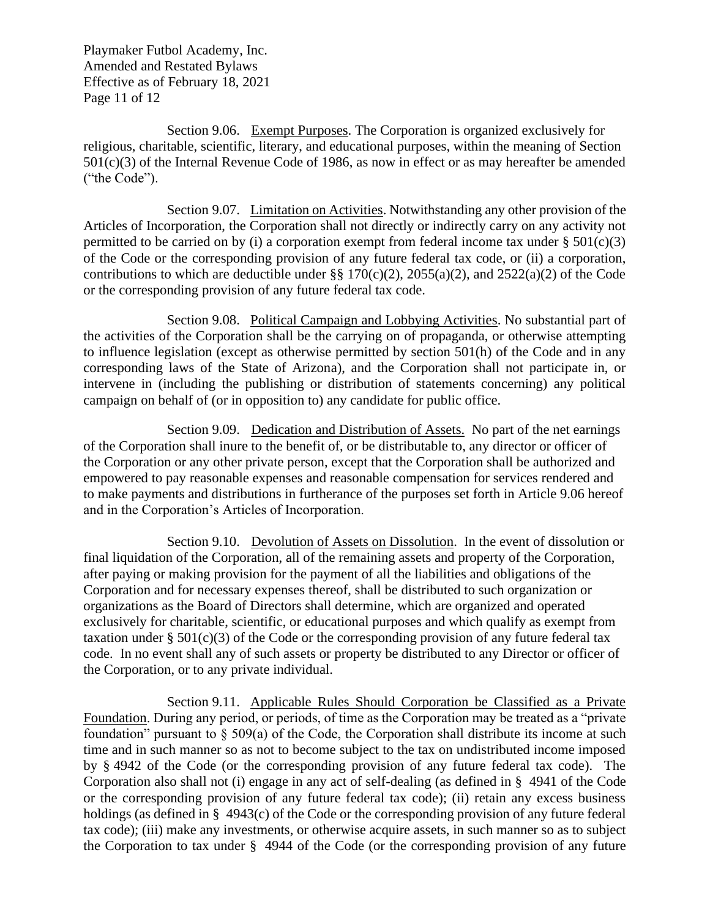Section 9.06. Exempt Purposes. The Corporation is organized exclusively for religious, charitable, scientific, literary, and educational purposes, within the meaning of Section 501(c)(3) of the Internal Revenue Code of 1986, as now in effect or as may hereafter be amended ("the Code").

Section 9.07. Limitation on Activities. Notwithstanding any other provision of the Articles of Incorporation, the Corporation shall not directly or indirectly carry on any activity not permitted to be carried on by (i) a corporation exempt from federal income tax under § 501(c)(3) of the Code or the corresponding provision of any future federal tax code, or (ii) a corporation, contributions to which are deductible under §§ 170(c)(2), 2055(a)(2), and 2522(a)(2) of the Code or the corresponding provision of any future federal tax code.

Section 9.08. Political Campaign and Lobbying Activities. No substantial part of the activities of the Corporation shall be the carrying on of propaganda, or otherwise attempting to influence legislation (except as otherwise permitted by section 501(h) of the Code and in any corresponding laws of the State of Arizona), and the Corporation shall not participate in, or intervene in (including the publishing or distribution of statements concerning) any political campaign on behalf of (or in opposition to) any candidate for public office.

Section 9.09. Dedication and Distribution of Assets. No part of the net earnings of the Corporation shall inure to the benefit of, or be distributable to, any director or officer of the Corporation or any other private person, except that the Corporation shall be authorized and empowered to pay reasonable expenses and reasonable compensation for services rendered and to make payments and distributions in furtherance of the purposes set forth in Article 9.06 hereof and in the Corporation's Articles of Incorporation.

Section 9.10. Devolution of Assets on Dissolution. In the event of dissolution or final liquidation of the Corporation, all of the remaining assets and property of the Corporation, after paying or making provision for the payment of all the liabilities and obligations of the Corporation and for necessary expenses thereof, shall be distributed to such organization or organizations as the Board of Directors shall determine, which are organized and operated exclusively for charitable, scientific, or educational purposes and which qualify as exempt from taxation under § 501(c)(3) of the Code or the corresponding provision of any future federal tax code. In no event shall any of such assets or property be distributed to any Director or officer of the Corporation, or to any private individual.

Section 9.11. Applicable Rules Should Corporation be Classified as a Private Foundation. During any period, or periods, of time as the Corporation may be treated as a "private foundation" pursuant to § 509(a) of the Code, the Corporation shall distribute its income at such time and in such manner so as not to become subject to the tax on undistributed income imposed by § 4942 of the Code (or the corresponding provision of any future federal tax code). The Corporation also shall not (i) engage in any act of self-dealing (as defined in § 4941 of the Code or the corresponding provision of any future federal tax code); (ii) retain any excess business holdings (as defined in § 4943(c) of the Code or the corresponding provision of any future federal tax code); (iii) make any investments, or otherwise acquire assets, in such manner so as to subject the Corporation to tax under § 4944 of the Code (or the corresponding provision of any future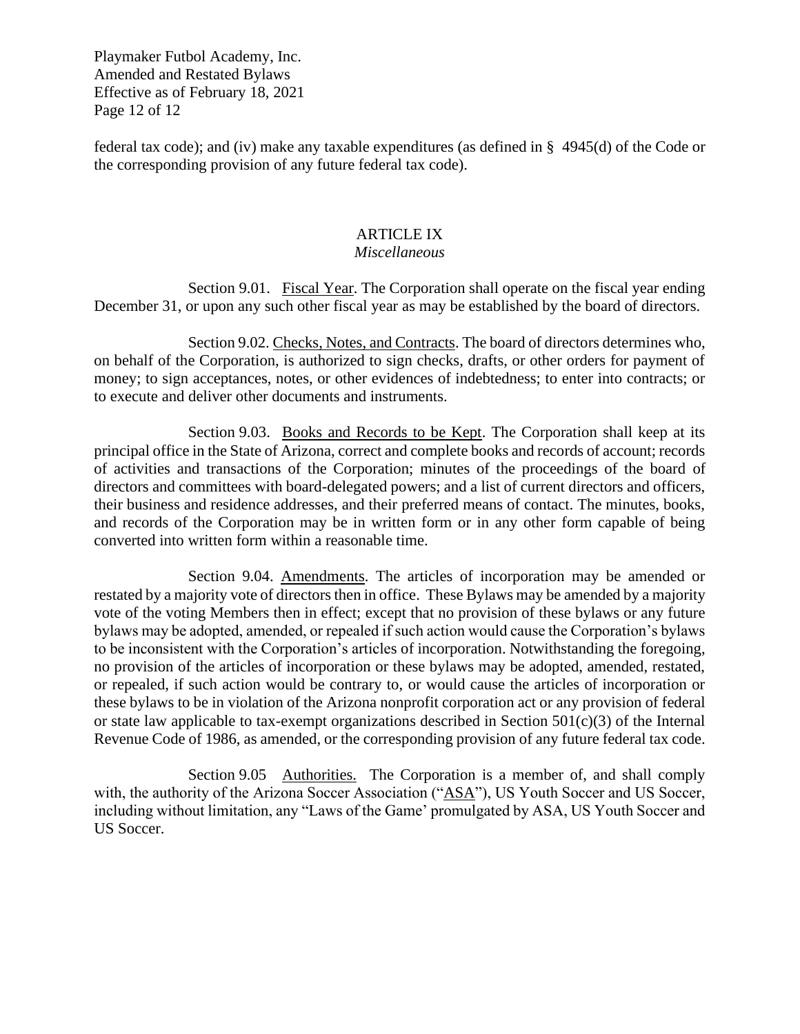federal tax code); and (iv) make any taxable expenditures (as defined in § 4945(d) of the Code or the corresponding provision of any future federal tax code).

## ARTICLE IX
### *Miscellaneous*

Section 9.01. Fiscal Year. The Corporation shall operate on the fiscal year ending December 31, or upon any such other fiscal year as may be established by the board of directors.

Section 9.02. Checks, Notes, and Contracts. The board of directors determines who, on behalf of the Corporation, is authorized to sign checks, drafts, or other orders for payment of money; to sign acceptances, notes, or other evidences of indebtedness; to enter into contracts; or to execute and deliver other documents and instruments.

Section 9.03. Books and Records to be Kept. The Corporation shall keep at its principal office in the State of Arizona, correct and complete books and records of account; records of activities and transactions of the Corporation; minutes of the proceedings of the board of directors and committees with board-delegated powers; and a list of current directors and officers, their business and residence addresses, and their preferred means of contact. The minutes, books, and records of the Corporation may be in written form or in any other form capable of being converted into written form within a reasonable time.

Section 9.04. Amendments. The articles of incorporation may be amended or restated by a majority vote of directors then in office. These Bylaws may be amended by a majority vote of the voting Members then in effect; except that no provision of these bylaws or any future bylaws may be adopted, amended, or repealed if such action would cause the Corporation's bylaws to be inconsistent with the Corporation's articles of incorporation. Notwithstanding the foregoing, no provision of the articles of incorporation or these bylaws may be adopted, amended, restated, or repealed, if such action would be contrary to, or would cause the articles of incorporation or these bylaws to be in violation of the Arizona nonprofit corporation act or any provision of federal or state law applicable to tax-exempt organizations described in Section 501(c)(3) of the Internal Revenue Code of 1986, as amended, or the corresponding provision of any future federal tax code.

Section 9.05 Authorities. The Corporation is a member of, and shall comply with, the authority of the Arizona Soccer Association ("ASA"), US Youth Soccer and US Soccer, including without limitation, any "Laws of the Game' promulgated by ASA, US Youth Soccer and US Soccer.